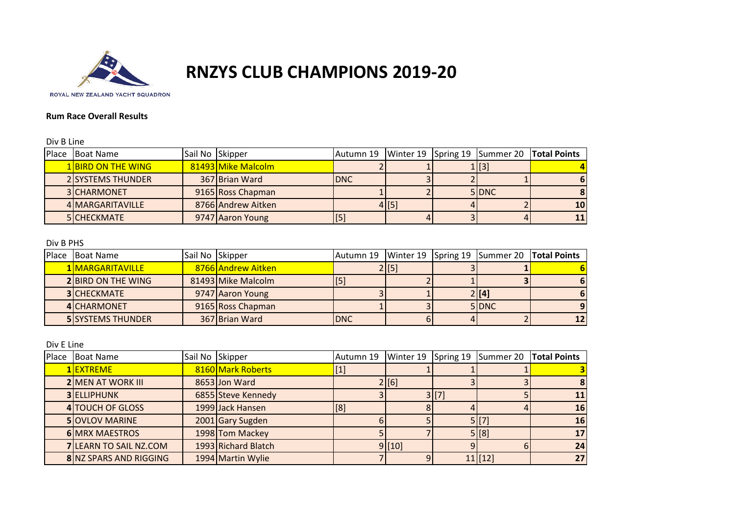ROYAL NEW ZEALAND YACHT SQUADRON

# RNZYS CLUB CHAMPIONS 2019-20

**Rum Race Overall Results**

Div B Line

| Place | Boat Name | Sail No | Skipper | Autumn 19 | Winter 19 | Spring 19 | Summer 20 | Total Points |
|---|---|---|---|---|---|---|---|---|
| 1 | BIRD ON THE WING | 81493 | Mike Malcolm | 2 | 1 | 1 | [3] | 4 |
| 2 | SYSTEMS THUNDER | 367 | Brian Ward | DNC | 3 | 2 | 1 | 6 |
| 3 | CHARMONET | 9165 | Ross Chapman | 1 | 2 | 5 | DNC | 8 |
| 4 | MARGARITAVILLE | 8766 | Andrew Aitken | 4 | [5] | 4 | 2 | 10 |
| 5 | CHECKMATE | 9747 | Aaron Young | [5] | 4 | 3 | 4 | 11 |

Div B PHS

| Place | Boat Name | Sail No | Skipper | Autumn 19 | Winter 19 | Spring 19 | Summer 20 | Total Points |
|---|---|---|---|---|---|---|---|---|
| 1 | MARGARITAVILLE | 8766 | Andrew Aitken | 2 | [5] | 3 | 1 | 6 |
| 2 | BIRD ON THE WING | 81493 | Mike Malcolm | [5] | 2 | 1 | 3 | 6 |
| 3 | CHECKMATE | 9747 | Aaron Young | 3 | 1 | 2 | [4] | 6 |
| 4 | CHARMONET | 9165 | Ross Chapman | 1 | 3 | 5 | DNC | 9 |
| 5 | SYSTEMS THUNDER | 367 | Brian Ward | DNC | 6 | 4 | 2 | 12 |

Div E Line

| Place | Boat Name | Sail No | Skipper | Autumn 19 | Winter 19 | Spring 19 | Summer 20 | Total Points |
|---|---|---|---|---|---|---|---|---|
| 1 | EXTREME | 8160 | Mark Roberts | [1] | 1 | 1 | 1 | 3 |
| 2 | MEN AT WORK III | 8653 | Jon Ward | 2 | [6] | 3 | 3 | 8 |
| 3 | ELLIPHUNK | 6855 | Steve Kennedy | 3 | 3 | [7] | 5 | 11 |
| 4 | TOUCH OF GLOSS | 1999 | Jack Hansen | [8] | 8 | 4 | 4 | 16 |
| 5 | OVLOV MARINE | 2001 | Gary Sugden | 6 | 5 | 5 | [7] | 16 |
| 6 | MRX MAESTROS | 1998 | Tom Mackey | 5 | 7 | 5 | [8] | 17 |
| 7 | LEARN TO SAIL NZ.COM | 1993 | Richard Blatch | 9 | [10] | 9 | 6 | 24 |
| 8 | NZ SPARS AND RIGGING | 1994 | Martin Wylie | 7 | 9 | 11 | [12] | 27 |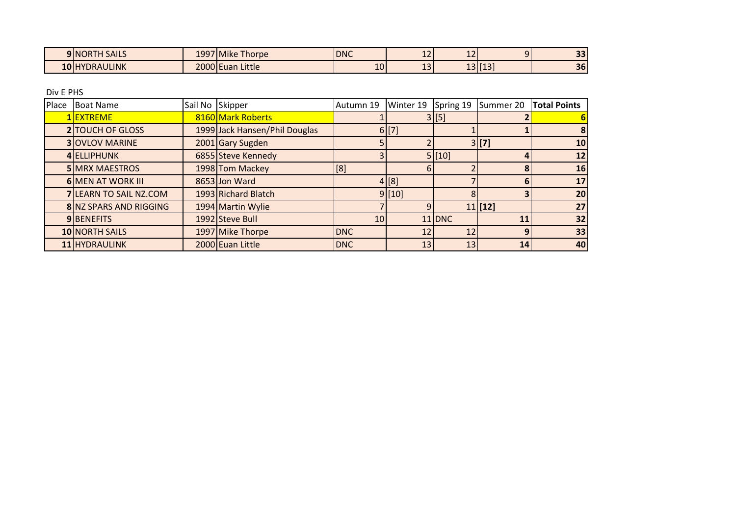| | | | | | | | | | |
|---|---|---|---|---|---|---|---|---|---|
| 9 | NORTH SAILS | 1997 | Mike Thorpe | DNC | 12 | 12 | 9 | 33 |
| 10 | HYDRAULINK | 2000 | Euan Little | 10 | 13 | 13 | [13] | 36 |

Div E PHS

| Place | Boat Name | Sail No | Skipper | Autumn 19 | Winter 19 | Spring 19 | Summer 20 | **Total Points** |
|---|---|---|---|---|---|---|---|---|
| 1 | EXTREME | 8160 | Mark Roberts | 1 | 3 | [5] | 2 | 6 |
| 2 | TOUCH OF GLOSS | 1999 | Jack Hansen/Phil Douglas | 6 | [7] | 1 | 1 | 8 |
| 3 | OVLOV MARINE | 2001 | Gary Sugden | 5 | 2 | 3 | [7] | 10 |
| 4 | ELLIPHUNK | 6855 | Steve Kennedy | 3 | 5 | [10] | 4 | 12 |
| 5 | MRX MAESTROS | 1998 | Tom Mackey | [8] | 6 | 2 | 8 | 16 |
| 6 | MEN AT WORK III | 8653 | Jon Ward | 4 | [8] | 7 | 6 | 17 |
| 7 | LEARN TO SAIL NZ.COM | 1993 | Richard Blatch | 9 | [10] | 8 | 3 | 20 |
| 8 | NZ SPARS AND RIGGING | 1994 | Martin Wylie | 7 | 9 | 11 | [12] | 27 |
| 9 | BENEFITS | 1992 | Steve Bull | 10 | 11 | DNC | 11 | 32 |
| 10 | NORTH SAILS | 1997 | Mike Thorpe | DNC | 12 | 12 | 9 | 33 |
| 11 | HYDRAULINK | 2000 | Euan Little | DNC | 13 | 13 | 14 | 40 |